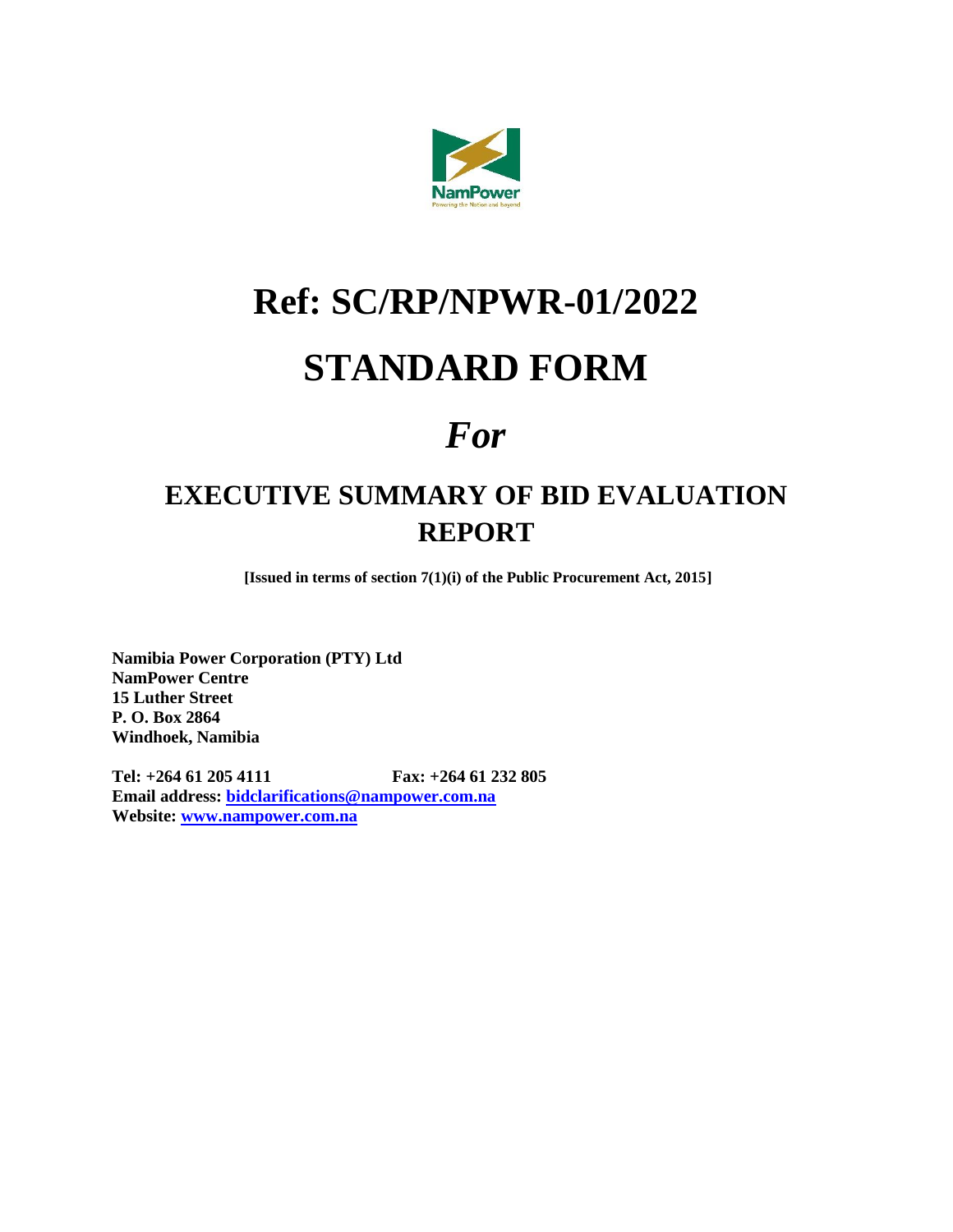# Ref: SC/RP/NPWR-01/2022

# STANDARD FORM

# *For*

## EXECUTIVE SUMMARY OF BID EVALUATION REPORT

**[Issued in terms of section 7(1)(i) of the Public Procurement Act, 2015]**

**Namibia Power Corporation (PTY) Ltd**
**NamPower Centre**
**15 Luther Street**
**P. O. Box 2864**
**Windhoek, Namibia**

**Tel: +264 61 205 4111 Fax: +264 61 232 805**
**Email address: bidclarifications@nampower.com.na**
**Website: www.nampower.com.na**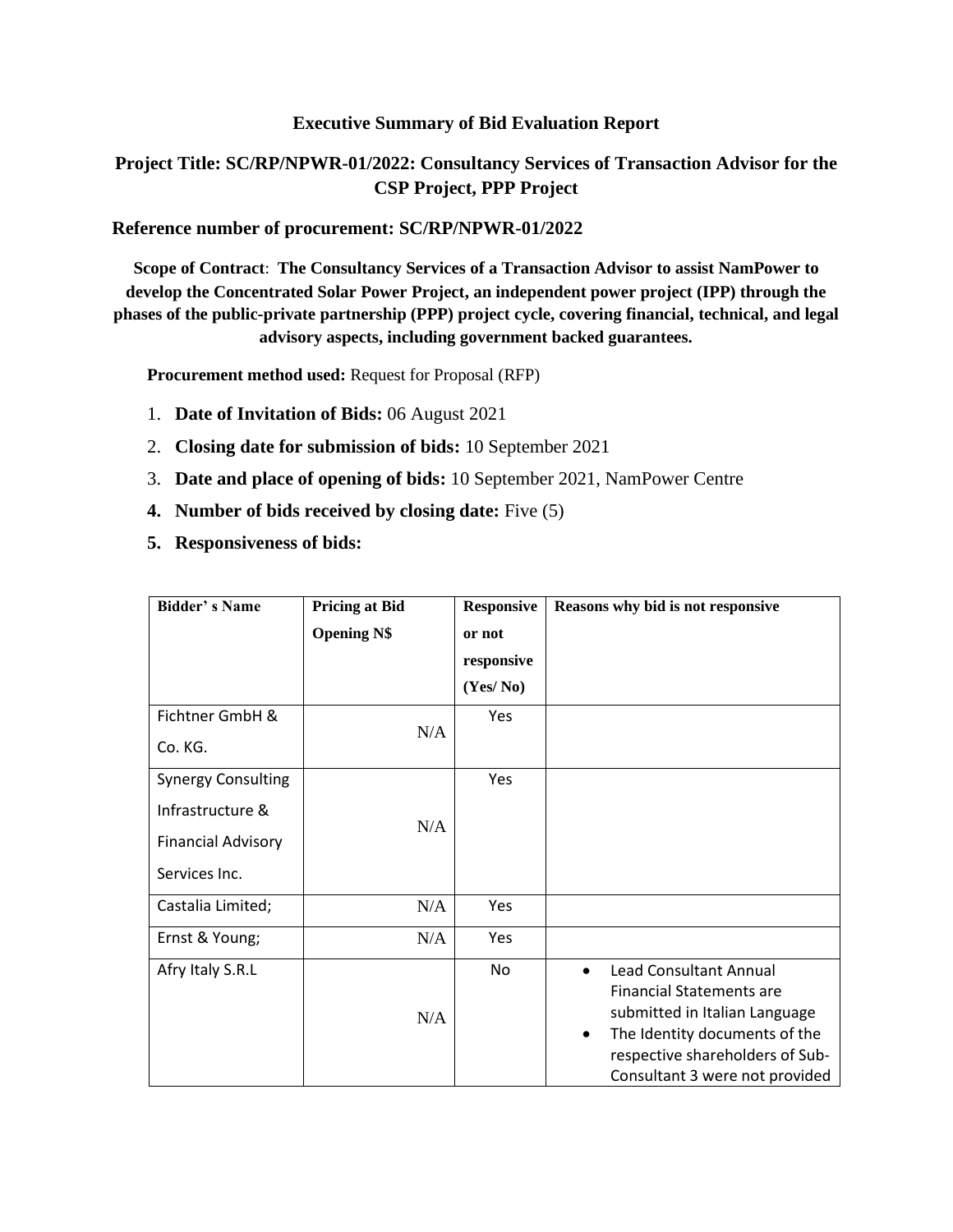## Executive Summary of Bid Evaluation Report

## Project Title: SC/RP/NPWR-01/2022: Consultancy Services of Transaction Advisor for the CSP Project, PPP Project

### Reference number of procurement: SC/RP/NPWR-01/2022

**Scope of Contract**: **The Consultancy Services of a Transaction Advisor to assist NamPower to develop the Concentrated Solar Power Project, an independent power project (IPP) through the phases of the public-private partnership (PPP) project cycle, covering financial, technical, and legal advisory aspects, including government backed guarantees.**

**Procurement method used:** Request for Proposal (RFP)

1. **Date of Invitation of Bids:** 06 August 2021
2. **Closing date for submission of bids:** 10 September 2021
3. **Date and place of opening of bids:** 10 September 2021, NamPower Centre
4. **Number of bids received by closing date:** Five (5)
5. **Responsiveness of bids:**

| Bidder' s Name | Pricing at Bid Opening N$ | Responsive or not responsive (Yes/ No) | Reasons why bid is not responsive |
|---|---|---|---|
| Fichtner GmbH & Co. KG. | N/A | Yes | |
| Synergy Consulting Infrastructure & Financial Advisory Services Inc. | N/A | Yes | |
| Castalia Limited; | N/A | Yes | |
| Ernst & Young; | N/A | Yes | |
| Afry Italy S.R.L | N/A | No | • Lead Consultant Annual Financial Statements are submitted in Italian Language<br>• The Identity documents of the respective shareholders of Sub-Consultant 3 were not provided |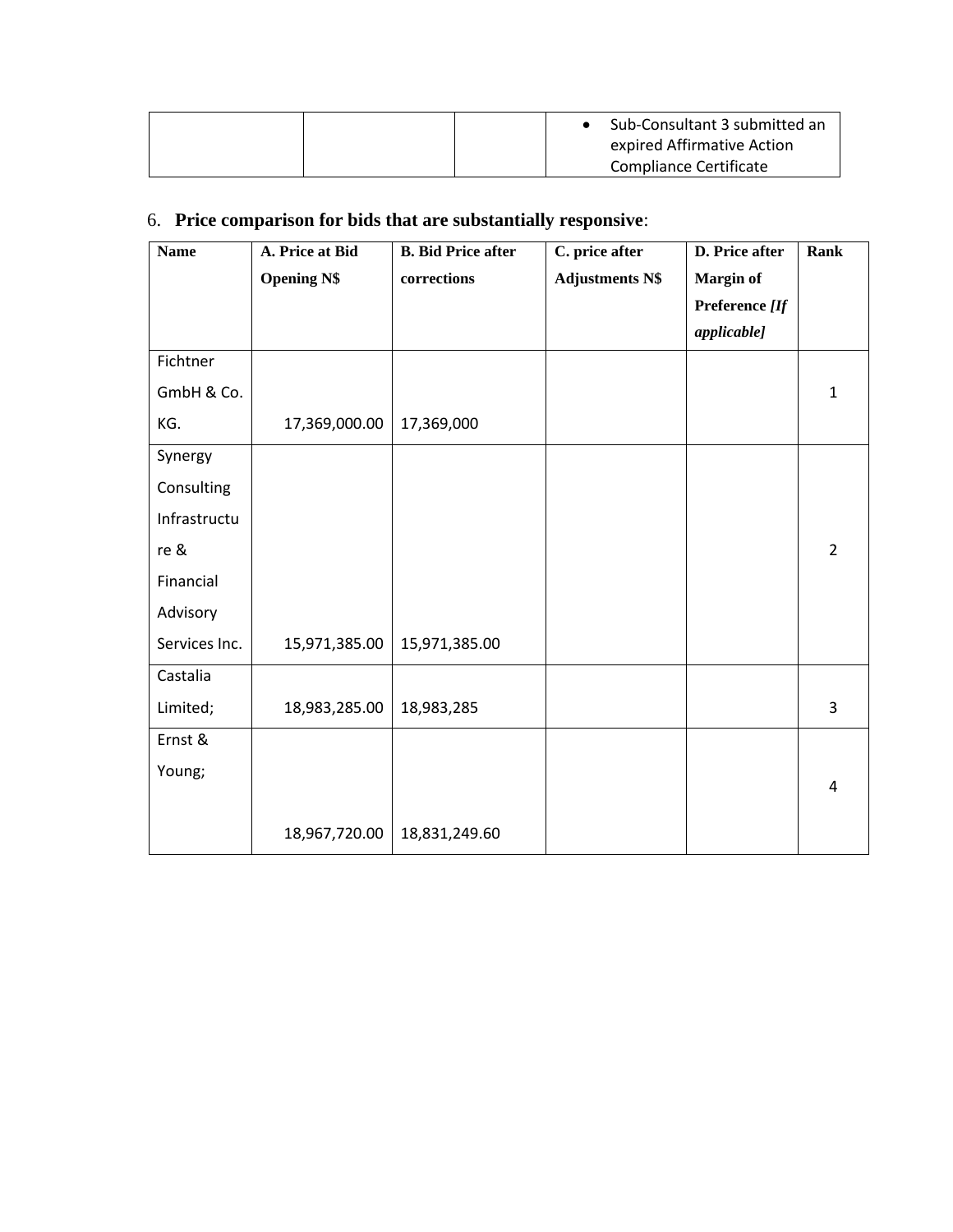| | | | • Sub-Consultant 3 submitted an expired Affirmative Action Compliance Certificate |
|---|---|---|---|

6. **Price comparison for bids that are substantially responsive**:

| **Name** | **A. Price at Bid Opening N$** | **B. Bid Price after corrections** | **C. price after Adjustments N$** | **D. Price after Margin of Preference *[If applicable]*** | **Rank** |
|---|---|---|---|---|---|
| Fichtner GmbH & Co. KG. | 17,369,000.00 | 17,369,000 | | | 1 |
| Synergy Consulting Infrastructure & Financial Advisory Services Inc. | 15,971,385.00 | 15,971,385.00 | | | 2 |
| Castalia Limited; | 18,983,285.00 | 18,983,285 | | | 3 |
| Ernst & Young; | 18,967,720.00 | 18,831,249.60 | | | 4 |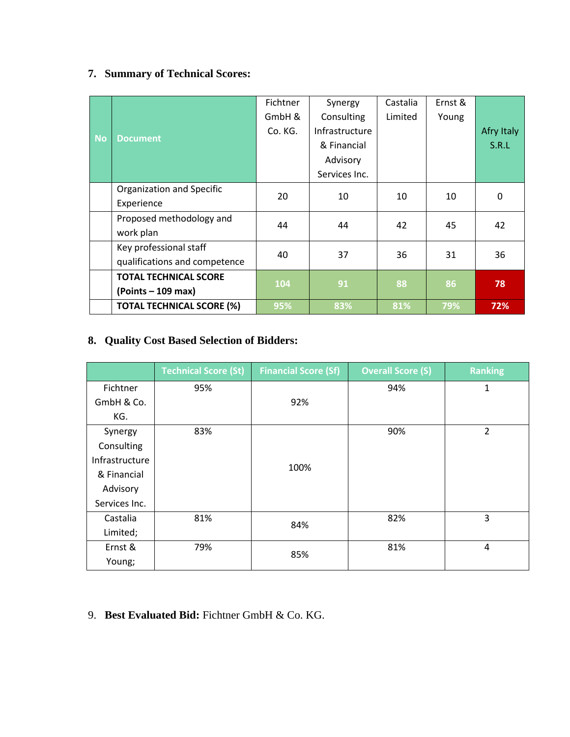## 7. Summary of Technical Scores:

| No | Document | Fichtner GmbH & Co. KG. | Synergy Consulting Infrastructure & Financial Advisory Services Inc. | Castalia Limited | Ernst & Young | Afry Italy S.R.L |
|---|---|---|---|---|---|---|
| | Organization and Specific Experience | 20 | 10 | 10 | 10 | 0 |
| | Proposed methodology and work plan | 44 | 44 | 42 | 45 | 42 |
| | Key professional staff qualifications and competence | 40 | 37 | 36 | 31 | 36 |
| | **TOTAL TECHNICAL SCORE (Points – 109 max)** | **104** | **91** | **88** | **86** | **78** |
| | **TOTAL TECHNICAL SCORE (%)** | **95%** | **83%** | **81%** | **79%** | **72%** |

## 8. Quality Cost Based Selection of Bidders:

| | Technical Score (St) | Financial Score (Sf) | Overall Score (S) | Ranking |
|---|---|---|---|---|
| Fichtner GmbH & Co. KG. | 95% | 92% | 94% | 1 |
| Synergy Consulting Infrastructure & Financial Advisory Services Inc. | 83% | 100% | 90% | 2 |
| Castalia Limited; | 81% | 84% | 82% | 3 |
| Ernst & Young; | 79% | 85% | 81% | 4 |

9. **Best Evaluated Bid:** Fichtner GmbH & Co. KG.